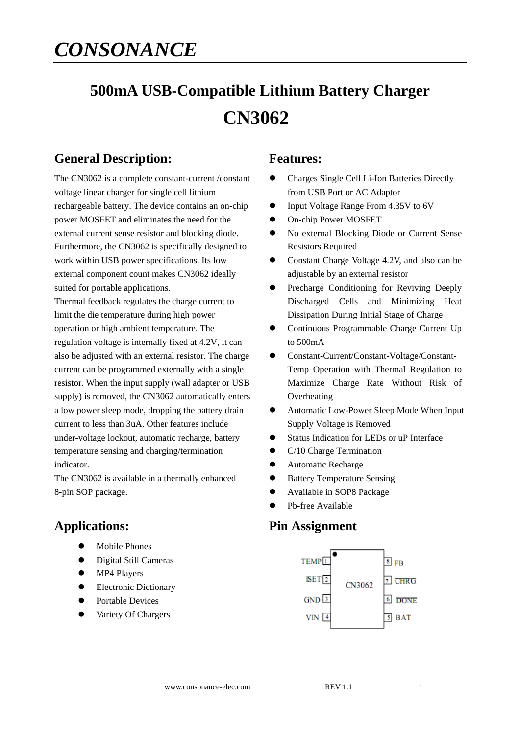# CONSONANCE

## 500mA USB-Compatible Lithium Battery Charger

## CN3062

### General Description:

The CN3062 is a complete constant-current /constant voltage linear charger for single cell lithium rechargeable battery. The device contains an on-chip power MOSFET and eliminates the need for the external current sense resistor and blocking diode. Furthermore, the CN3062 is specifically designed to work within USB power specifications. Its low external component count makes CN3062 ideally suited for portable applications.

Thermal feedback regulates the charge current to limit the die temperature during high power operation or high ambient temperature. The regulation voltage is internally fixed at 4.2V, it can also be adjusted with an external resistor. The charge current can be programmed externally with a single resistor. When the input supply (wall adapter or USB supply) is removed, the CN3062 automatically enters a low power sleep mode, dropping the battery drain current to less than 3uA. Other features include under-voltage lockout, automatic recharge, battery temperature sensing and charging/termination indicator.

The CN3062 is available in a thermally enhanced 8-pin SOP package.

### Applications:

- Mobile Phones
- Digital Still Cameras
- MP4 Players
- Electronic Dictionary
- Portable Devices
- Variety Of Chargers

### Features:

- Charges Single Cell Li-Ion Batteries Directly from USB Port or AC Adaptor
- Input Voltage Range From 4.35V to 6V
- On-chip Power MOSFET
- No external Blocking Diode or Current Sense Resistors Required
- Constant Charge Voltage 4.2V, and also can be adjustable by an external resistor
- Precharge Conditioning for Reviving Deeply Discharged Cells and Minimizing Heat Dissipation During Initial Stage of Charge
- Continuous Programmable Charge Current Up to 500mA
- Constant-Current/Constant-Voltage/Constant-Temp Operation with Thermal Regulation to Maximize Charge Rate Without Risk of Overheating
- Automatic Low-Power Sleep Mode When Input Supply Voltage is Removed
- Status Indication for LEDs or uP Interface
- C/10 Charge Termination
- Automatic Recharge
- Battery Temperature Sensing
- Available in SOP8 Package
- Pb-free Available

### Pin Assignment

| Pin | Name | Pin | Name |
|---|---|---|---|
| 1 | TEMP | 8 | FB |
| 2 | ISET | 7 | $\overline{CHRG}$ |
| 3 | GND | 6 | $\overline{DONE}$ |
| 4 | VIN | 5 | BAT |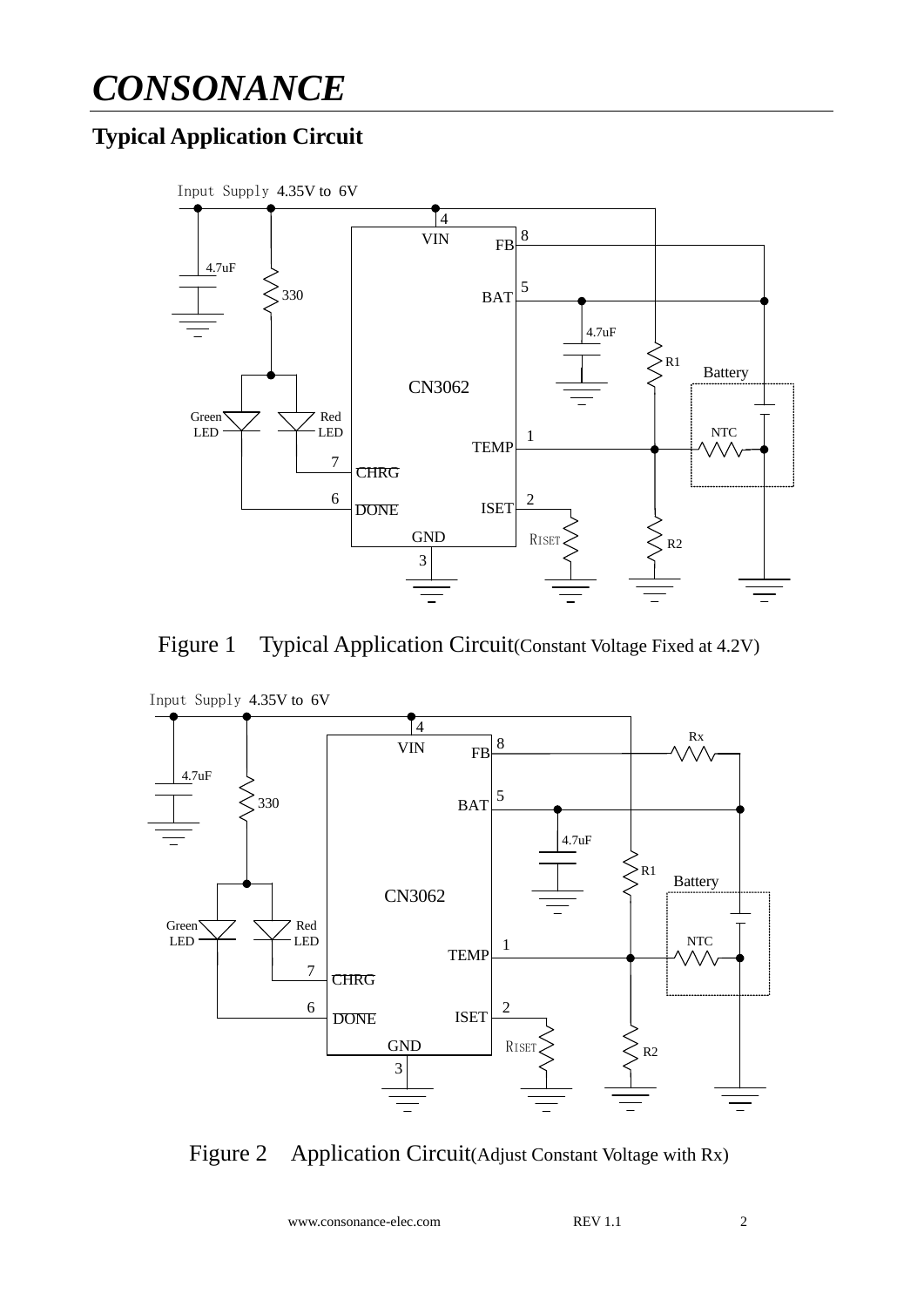## Typical Application Circuit

Figure 1 Typical Application Circuit(Constant Voltage Fixed at 4.2V)

Figure 2 Application Circuit(Adjust Constant Voltage with Rx)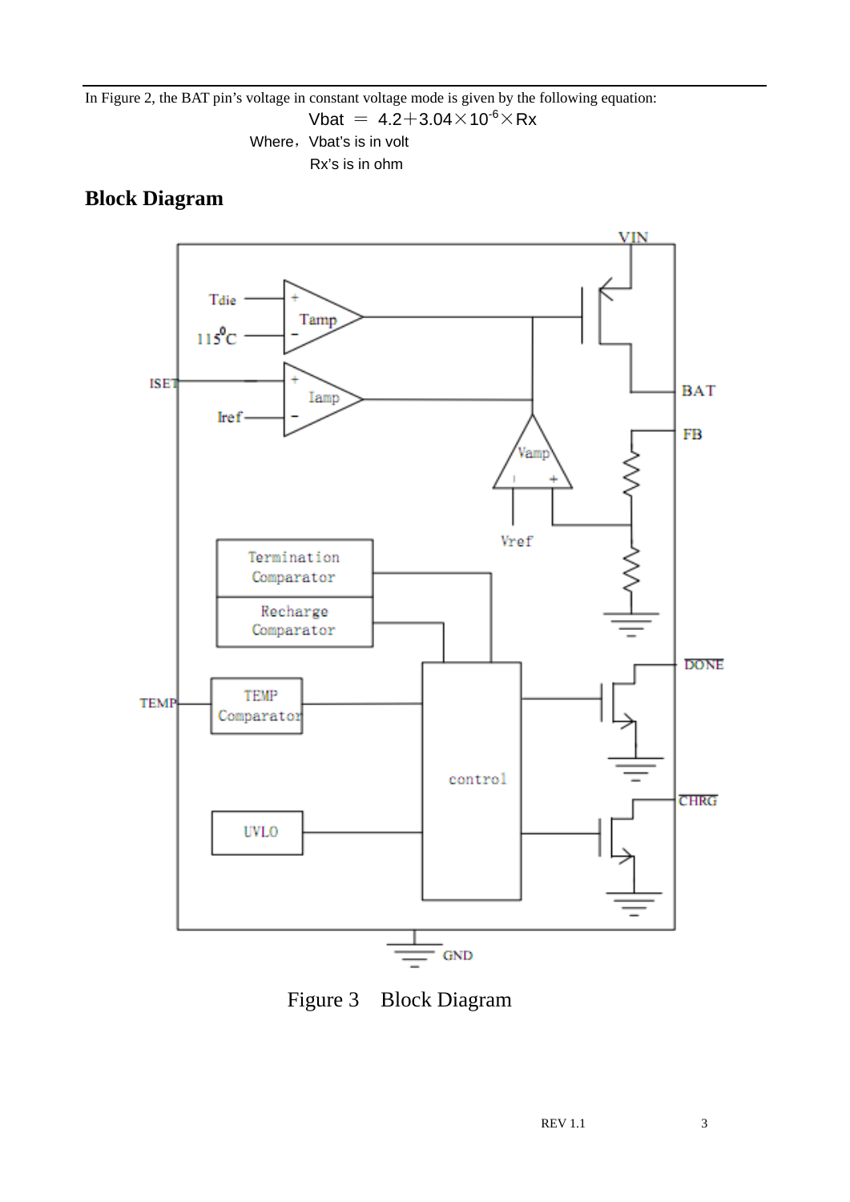In Figure 2, the BAT pin's voltage in constant voltage mode is given by the following equation:

$$V_{bat} = 4.2 + 3.04 \times 10^{-6} \times R_x$$

Where，Vbat's is in volt

Rx's is in ohm

## Block Diagram

Figure 3　Block Diagram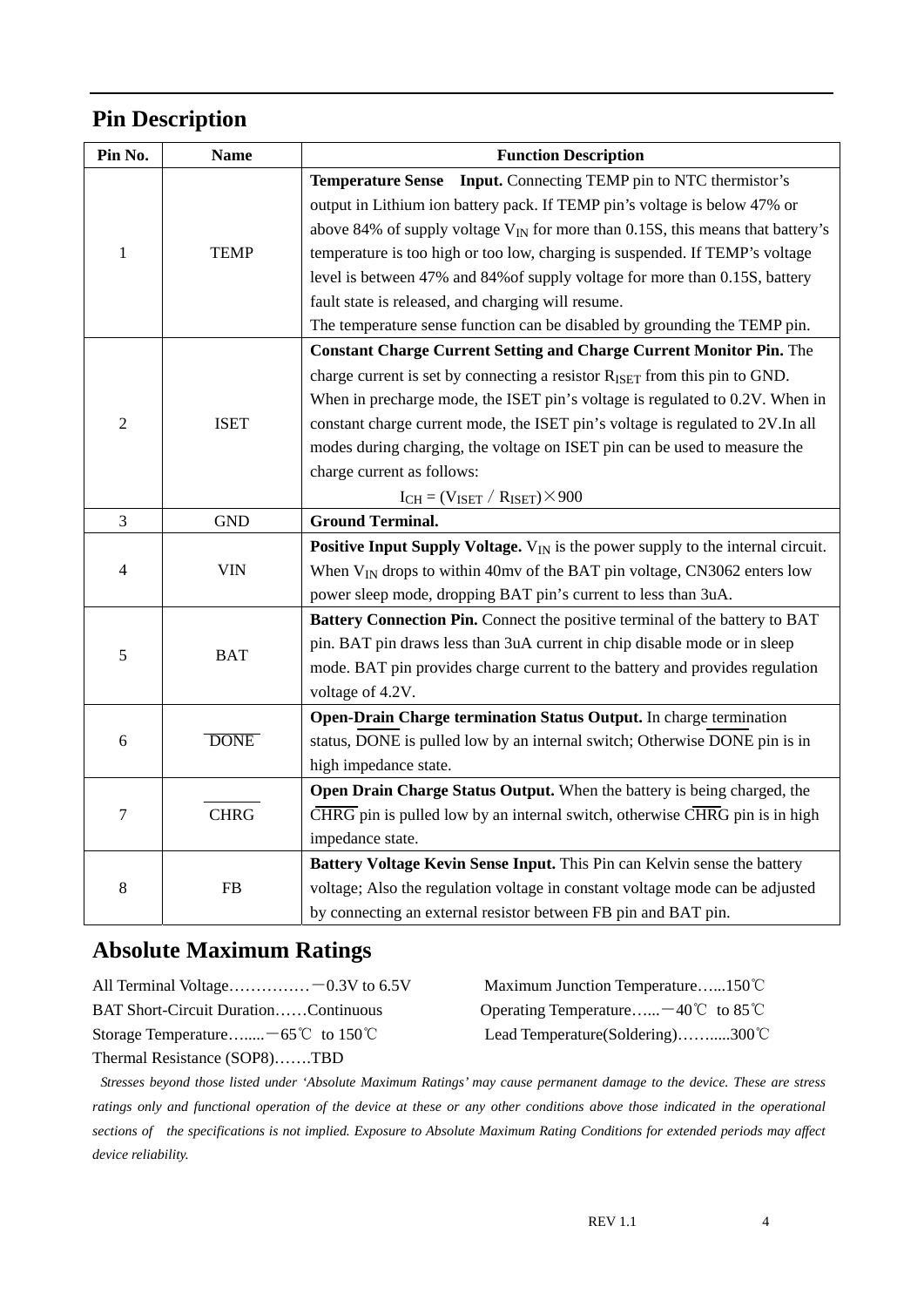## Pin Description

| Pin No. | Name | Function Description |
|---|---|---|
| 1 | TEMP | **Temperature Sense Input.** Connecting TEMP pin to NTC thermistor's output in Lithium ion battery pack. If TEMP pin's voltage is below 47% or above 84% of supply voltage $V_{IN}$ for more than 0.15S, this means that battery's temperature is too high or too low, charging is suspended. If TEMP's voltage level is between 47% and 84%of supply voltage for more than 0.15S, battery fault state is released, and charging will resume.<br>The temperature sense function can be disabled by grounding the TEMP pin. |
| 2 | ISET | **Constant Charge Current Setting and Charge Current Monitor Pin.** The charge current is set by connecting a resistor $R_{ISET}$ from this pin to GND. When in precharge mode, the ISET pin's voltage is regulated to 0.2V. When in constant charge current mode, the ISET pin's voltage is regulated to 2V.In all modes during charging, the voltage on ISET pin can be used to measure the charge current as follows:<br>$I_{CH} = (V_{ISET} / R_{ISET}) \times 900$ |
| 3 | GND | **Ground Terminal.** |
| 4 | VIN | **Positive Input Supply Voltage.** $V_{IN}$ is the power supply to the internal circuit. When $V_{IN}$ drops to within 40mv of the BAT pin voltage, CN3062 enters low power sleep mode, dropping BAT pin's current to less than 3uA. |
| 5 | BAT | **Battery Connection Pin.** Connect the positive terminal of the battery to BAT pin. BAT pin draws less than 3uA current in chip disable mode or in sleep mode. BAT pin provides charge current to the battery and provides regulation voltage of 4.2V. |
| 6 | $\overline{\text{DONE}}$ | **Open-Drain Charge termination Status Output.** In charge termination status, $\overline{\text{DONE}}$ is pulled low by an internal switch; Otherwise $\overline{\text{DONE}}$ pin is in high impedance state. |
| 7 | $\overline{\text{CHRG}}$ | **Open Drain Charge Status Output.** When the battery is being charged, the $\overline{\text{CHRG}}$ pin is pulled low by an internal switch, otherwise $\overline{\text{CHRG}}$ pin is in high impedance state. |
| 8 | FB | **Battery Voltage Kevin Sense Input.** This Pin can Kelvin sense the battery voltage; Also the regulation voltage in constant voltage mode can be adjusted by connecting an external resistor between FB pin and BAT pin. |

## Absolute Maximum Ratings

All Terminal Voltage……………－0.3V to 6.5V

BAT Short-Circuit Duration……Continuous

Storage Temperature…......－65℃ to 150℃

Thermal Resistance (SOP8)…….TBD

Maximum Junction Temperature…...150℃

Operating Temperature…...－40℃ to 85℃

Lead Temperature(Soldering)……....300℃

*Stresses beyond those listed under 'Absolute Maximum Ratings' may cause permanent damage to the device. These are stress ratings only and functional operation of the device at these or any other conditions above those indicated in the operational sections of the specifications is not implied. Exposure to Absolute Maximum Rating Conditions for extended periods may affect device reliability.*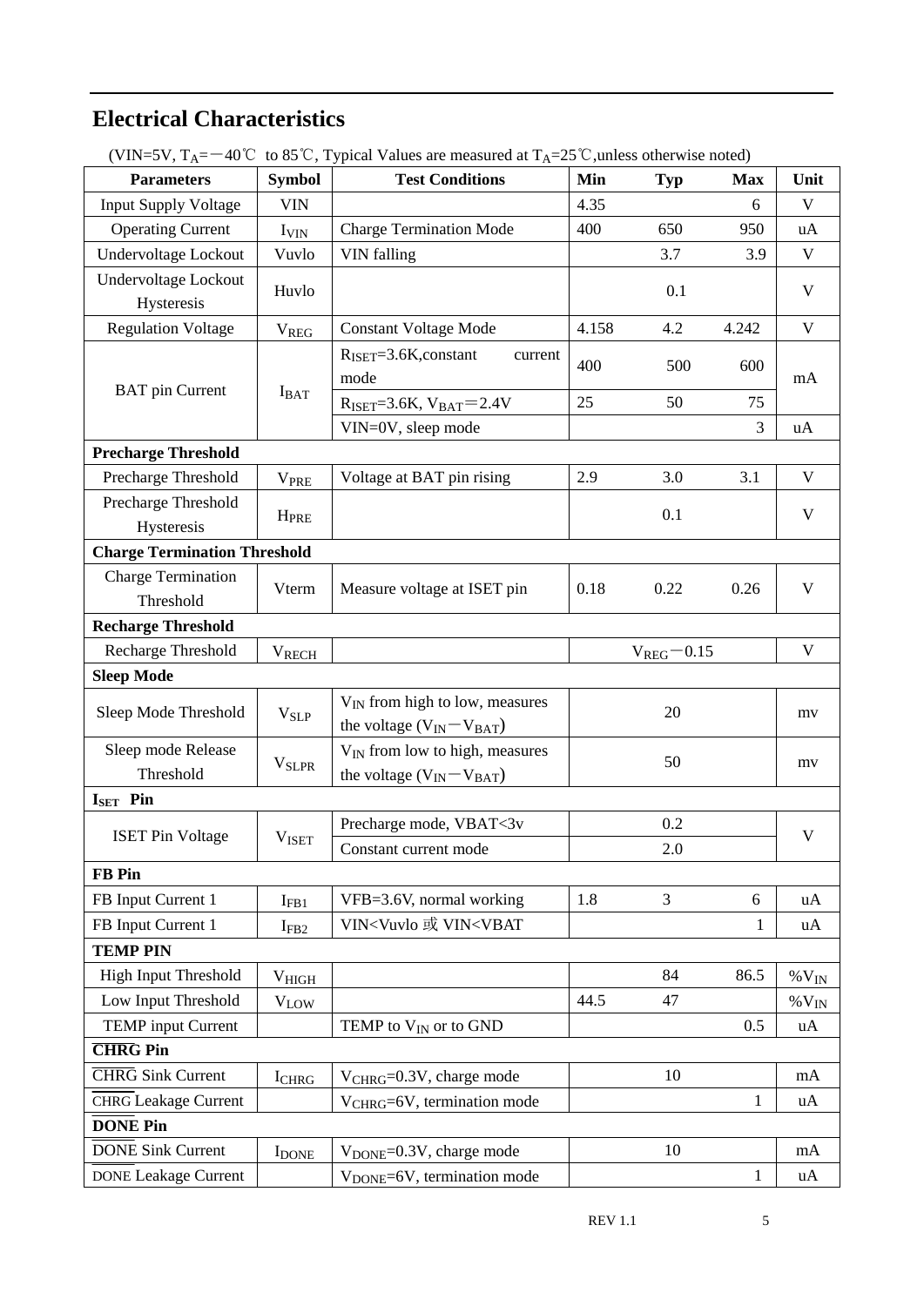## Electrical Characteristics

(VIN=5V, $T_A$=－40℃ to 85℃, Typical Values are measured at $T_A$=25℃,unless otherwise noted)

| Parameters | Symbol | Test Conditions | Min | Typ | Max | Unit |
|---|---|---|---|---|---|---|
| Input Supply Voltage | VIN | | 4.35 | | 6 | V |
| Operating Current | $I_{VIN}$ | Charge Termination Mode | 400 | 650 | 950 | uA |
| Undervoltage Lockout | Vuvlo | VIN falling | | 3.7 | 3.9 | V |
| Undervoltage Lockout Hysteresis | Huvlo | | | 0.1 | | V |
| Regulation Voltage | $V_{REG}$ | Constant Voltage Mode | 4.158 | 4.2 | 4.242 | V |
| BAT pin Current | $I_{BAT}$ | $R_{ISET}$=3.6K,constant current mode | 400 | 500 | 600 | mA |
| | | $R_{ISET}$=3.6K, $V_{BAT}$＝2.4V | 25 | 50 | 75 | mA |
| | | VIN=0V, sleep mode | | | 3 | uA |
| **Precharge Threshold** | | | | | | |
| Precharge Threshold | $V_{PRE}$ | Voltage at BAT pin rising | 2.9 | 3.0 | 3.1 | V |
| Precharge Threshold Hysteresis | $H_{PRE}$ | | | 0.1 | | V |
| **Charge Termination Threshold** | | | | | | |
| Charge Termination Threshold | Vterm | Measure voltage at ISET pin | 0.18 | 0.22 | 0.26 | V |
| **Recharge Threshold** | | | | | | |
| Recharge Threshold | $V_{RECH}$ | | | $V_{REG}$－0.15 | | V |
| **Sleep Mode** | | | | | | |
| Sleep Mode Threshold | $V_{SLP}$ | $V_{IN}$ from high to low, measures the voltage ($V_{IN}$－$V_{BAT}$) | | 20 | | mv |
| Sleep mode Release Threshold | $V_{SLPR}$ | $V_{IN}$ from low to high, measures the voltage ($V_{IN}$－$V_{BAT}$) | | 50 | | mv |
| **$I_{SET}$ Pin** | | | | | | |
| ISET Pin Voltage | $V_{ISET}$ | Precharge mode, VBAT<3v | | 0.2 | | V |
| | | Constant current mode | | 2.0 | | V |
| **FB Pin** | | | | | | |
| FB Input Current 1 | $I_{FB1}$ | VFB=3.6V, normal working | 1.8 | 3 | 6 | uA |
| FB Input Current 1 | $I_{FB2}$ | VIN<Vuvlo 或 VIN<VBAT | | | 1 | uA |
| **TEMP PIN** | | | | | | |
| High Input Threshold | $V_{HIGH}$ | | | 84 | 86.5 | $\%V_{IN}$ |
| Low Input Threshold | $V_{LOW}$ | | 44.5 | 47 | | $\%V_{IN}$ |
| TEMP input Current | | TEMP to $V_{IN}$ or to GND | | | 0.5 | uA |
| **$\overline{\text{CHRG}}$ Pin** | | | | | | |
| $\overline{\text{CHRG}}$ Sink Current | $I_{CHRG}$ | $V_{CHRG}$=0.3V, charge mode | | 10 | | mA |
| $\overline{\text{CHRG}}$ Leakage Current | | $V_{CHRG}$=6V, termination mode | | | 1 | uA |
| **$\overline{\text{DONE}}$ Pin** | | | | | | |
| $\overline{\text{DONE}}$ Sink Current | $I_{DONE}$ | $V_{DONE}$=0.3V, charge mode | | 10 | | mA |
| $\overline{\text{DONE}}$ Leakage Current | | $V_{DONE}$=6V, termination mode | | | 1 | uA |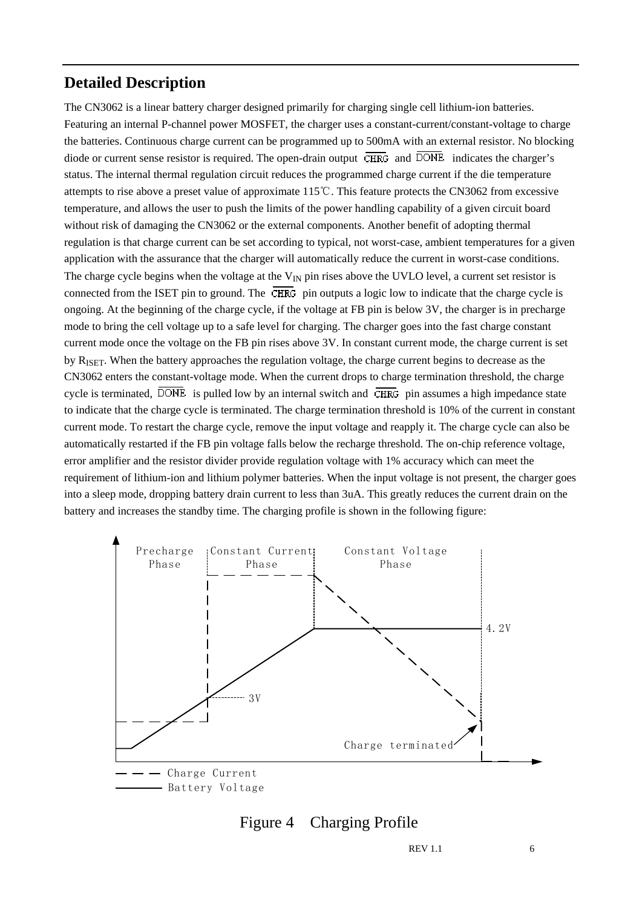## Detailed Description

The CN3062 is a linear battery charger designed primarily for charging single cell lithium-ion batteries. Featuring an internal P-channel power MOSFET, the charger uses a constant-current/constant-voltage to charge the batteries. Continuous charge current can be programmed up to 500mA with an external resistor. No blocking diode or current sense resistor is required. The open-drain output $\overline{CHRG}$ and $\overline{DONE}$ indicates the charger's status. The internal thermal regulation circuit reduces the programmed charge current if the die temperature attempts to rise above a preset value of approximate 115℃. This feature protects the CN3062 from excessive temperature, and allows the user to push the limits of the power handling capability of a given circuit board without risk of damaging the CN3062 or the external components. Another benefit of adopting thermal regulation is that charge current can be set according to typical, not worst-case, ambient temperatures for a given application with the assurance that the charger will automatically reduce the current in worst-case conditions. The charge cycle begins when the voltage at the $V_{IN}$ pin rises above the UVLO level, a current set resistor is connected from the ISET pin to ground. The $\overline{CHRG}$ pin outputs a logic low to indicate that the charge cycle is ongoing. At the beginning of the charge cycle, if the voltage at FB pin is below 3V, the charger is in precharge mode to bring the cell voltage up to a safe level for charging. The charger goes into the fast charge constant current mode once the voltage on the FB pin rises above 3V. In constant current mode, the charge current is set by $R_{ISET}$. When the battery approaches the regulation voltage, the charge current begins to decrease as the CN3062 enters the constant-voltage mode. When the current drops to charge termination threshold, the charge cycle is terminated, $\overline{DONE}$ is pulled low by an internal switch and $\overline{CHRG}$ pin assumes a high impedance state to indicate that the charge cycle is terminated. The charge termination threshold is 10% of the current in constant current mode. To restart the charge cycle, remove the input voltage and reapply it. The charge cycle can also be automatically restarted if the FB pin voltage falls below the recharge threshold. The on-chip reference voltage, error amplifier and the resistor divider provide regulation voltage with 1% accuracy which can meet the requirement of lithium-ion and lithium polymer batteries. When the input voltage is not present, the charger goes into a sleep mode, dropping battery drain current to less than 3uA. This greatly reduces the current drain on the battery and increases the standby time. The charging profile is shown in the following figure:

Figure 4 Charging Profile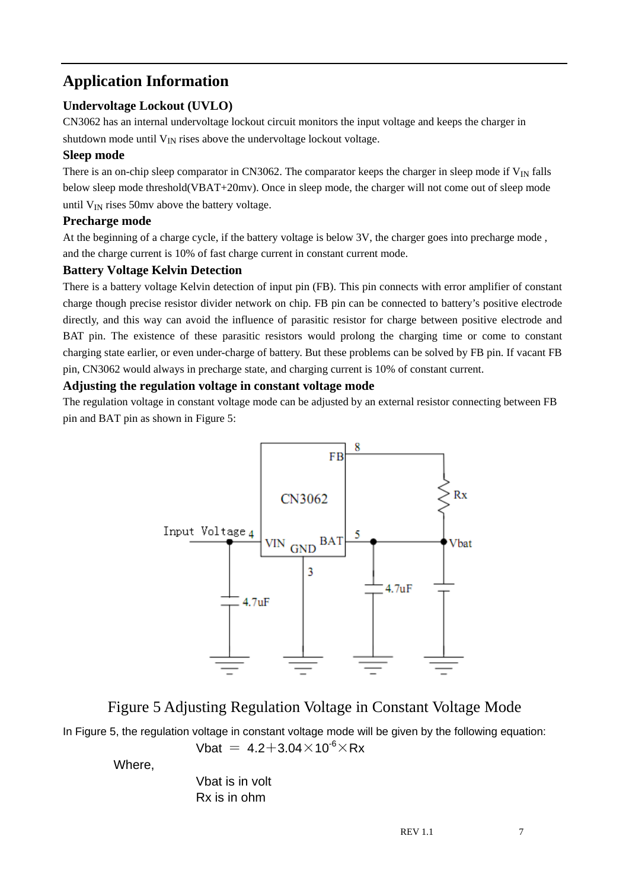# Application Information

### Undervoltage Lockout (UVLO)

CN3062 has an internal undervoltage lockout circuit monitors the input voltage and keeps the charger in shutdown mode until $V_{IN}$ rises above the undervoltage lockout voltage.

### Sleep mode

There is an on-chip sleep comparator in CN3062. The comparator keeps the charger in sleep mode if $V_{IN}$ falls below sleep mode threshold(VBAT+20mv). Once in sleep mode, the charger will not come out of sleep mode until $V_{IN}$ rises 50mv above the battery voltage.

### Precharge mode

At the beginning of a charge cycle, if the battery voltage is below 3V, the charger goes into precharge mode , and the charge current is 10% of fast charge current in constant current mode.

### Battery Voltage Kelvin Detection

There is a battery voltage Kelvin detection of input pin (FB). This pin connects with error amplifier of constant charge though precise resistor divider network on chip. FB pin can be connected to battery's positive electrode directly, and this way can avoid the influence of parasitic resistor for charge between positive electrode and BAT pin. The existence of these parasitic resistors would prolong the charging time or come to constant charging state earlier, or even under-charge of battery. But these problems can be solved by FB pin. If vacant FB pin, CN3062 would always in precharge state, and charging current is 10% of constant current.

### Adjusting the regulation voltage in constant voltage mode

The regulation voltage in constant voltage mode can be adjusted by an external resistor connecting between FB pin and BAT pin as shown in Figure 5:

Figure 5 Adjusting Regulation Voltage in Constant Voltage Mode

In Figure 5, the regulation voltage in constant voltage mode will be given by the following equation:

$$Vbat = 4.2 + 3.04 \times 10^{-6} \times Rx$$

Where,

Vbat is in volt

Rx is in ohm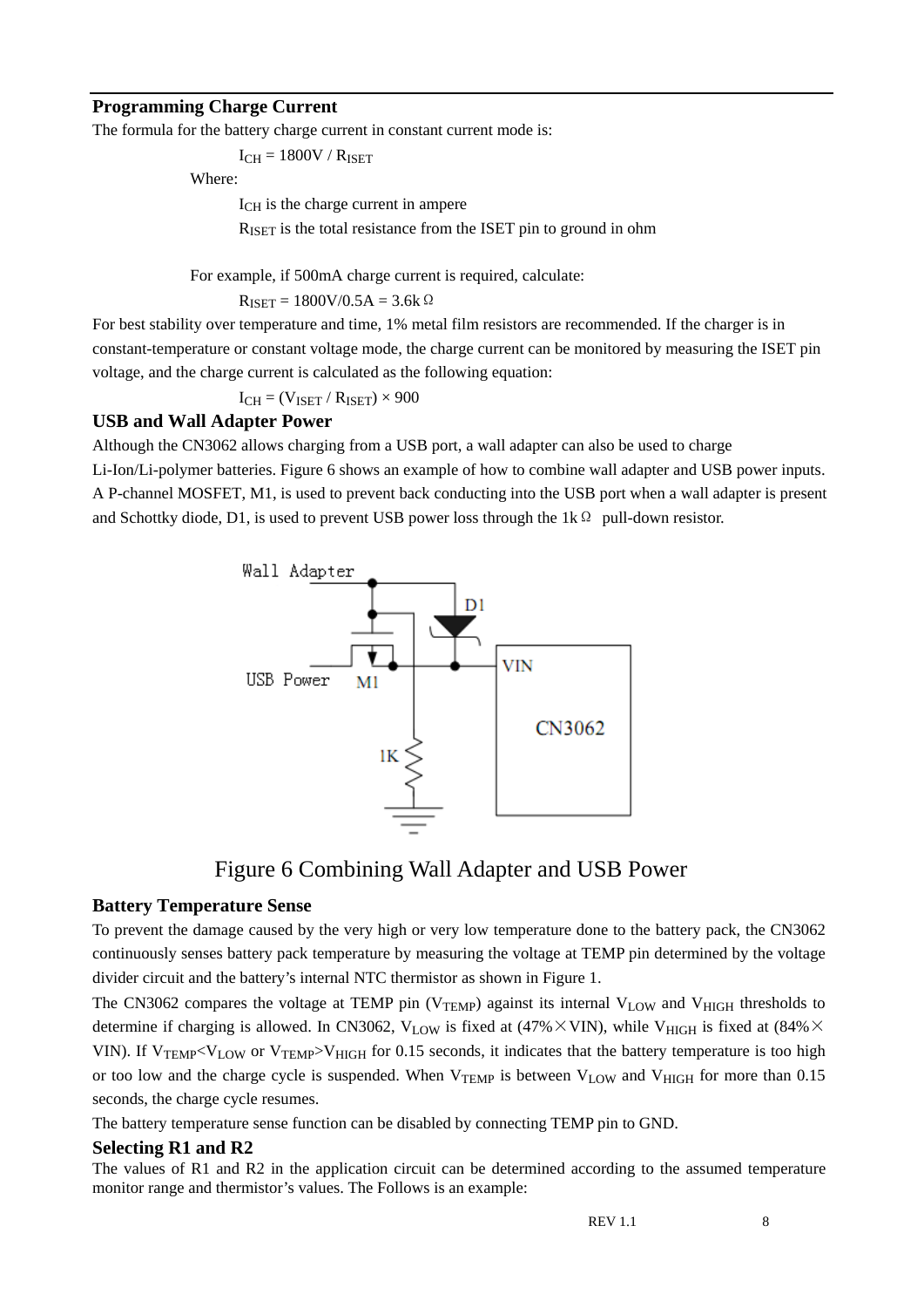### Programming Charge Current

The formula for the battery charge current in constant current mode is:

$$I_{CH} = 1800V / R_{ISET}$$

Where:

$I_{CH}$ is the charge current in ampere

$R_{ISET}$ is the total resistance from the ISET pin to ground in ohm

For example, if 500mA charge current is required, calculate:

$$R_{ISET} = 1800V/0.5A = 3.6k\Omega$$

For best stability over temperature and time, 1% metal film resistors are recommended. If the charger is in constant-temperature or constant voltage mode, the charge current can be monitored by measuring the ISET pin voltage, and the charge current is calculated as the following equation:

$$I_{CH} = (V_{ISET} / R_{ISET}) \times 900$$

### USB and Wall Adapter Power

Although the CN3062 allows charging from a USB port, a wall adapter can also be used to charge Li-Ion/Li-polymer batteries. Figure 6 shows an example of how to combine wall adapter and USB power inputs. A P-channel MOSFET, M1, is used to prevent back conducting into the USB port when a wall adapter is present and Schottky diode, D1, is used to prevent USB power loss through the 1kΩ pull-down resistor.

Figure 6 Combining Wall Adapter and USB Power

### Battery Temperature Sense

To prevent the damage caused by the very high or very low temperature done to the battery pack, the CN3062 continuously senses battery pack temperature by measuring the voltage at TEMP pin determined by the voltage divider circuit and the battery's internal NTC thermistor as shown in Figure 1.

The CN3062 compares the voltage at TEMP pin ($V_{TEMP}$) against its internal $V_{LOW}$ and $V_{HIGH}$ thresholds to determine if charging is allowed. In CN3062, $V_{LOW}$ is fixed at (47%×VIN), while $V_{HIGH}$ is fixed at (84%×VIN). If $V_{TEMP}<V_{LOW}$ or $V_{TEMP}>V_{HIGH}$ for 0.15 seconds, it indicates that the battery temperature is too high or too low and the charge cycle is suspended. When $V_{TEMP}$ is between $V_{LOW}$ and $V_{HIGH}$ for more than 0.15 seconds, the charge cycle resumes.

The battery temperature sense function can be disabled by connecting TEMP pin to GND.

### Selecting R1 and R2

The values of R1 and R2 in the application circuit can be determined according to the assumed temperature monitor range and thermistor's values. The Follows is an example: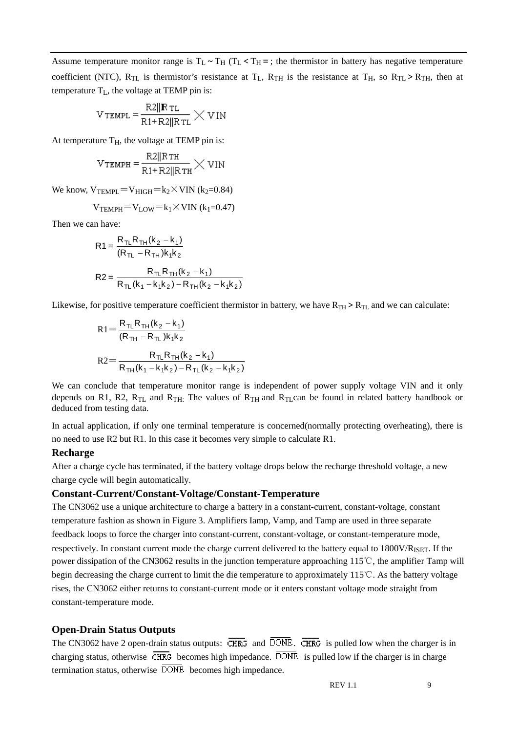Assume temperature monitor range is $T_L \sim T_H$ ($T_L < T_H$ = ; the thermistor in battery has negative temperature coefficient (NTC), $R_{TL}$ is thermistor's resistance at $T_L$, $R_{TH}$ is the resistance at $T_H$, so $R_{TL} > R_{TH}$, then at temperature $T_L$, the voltage at TEMP pin is:

$$V_{TEMPL} = \frac{R2 \| R_{TL}}{R1 + R2 \| R_{TL}} \times VIN$$

At temperature $T_H$, the voltage at TEMP pin is:

$$V_{TEMPH} = \frac{R2 \| R_{TH}}{R1 + R2 \| R_{TH}} \times VIN$$

We know, $V_{TEMPL} = V_{HIGH} = k_2 \times VIN$ ($k_2$=0.84)

$V_{TEMPH} = V_{LOW} = k_1 \times VIN$ ($k_1$=0.47)

Then we can have:

$$R1 = \frac{R_{TL} R_{TH}(k_2 - k_1)}{(R_{TL} - R_{TH}) k_1 k_2}$$

$$R2 = \frac{R_{TL} R_{TH}(k_2 - k_1)}{R_{TL}(k_1 - k_1 k_2) - R_{TH}(k_2 - k_1 k_2)}$$

Likewise, for positive temperature coefficient thermistor in battery, we have $R_{TH} > R_{TL}$ and we can calculate:

$$R1 = \frac{R_{TL} R_{TH}(k_2 - k_1)}{(R_{TH} - R_{TL}) k_1 k_2}$$

$$R2 = \frac{R_{TL} R_{TH}(k_2 - k_1)}{R_{TH}(k_1 - k_1 k_2) - R_{TL}(k_2 - k_1 k_2)}$$

We can conclude that temperature monitor range is independent of power supply voltage VIN and it only depends on R1, R2, $R_{TL}$ and $R_{TH}$. The values of $R_{TH}$ and $R_{TL}$can be found in related battery handbook or deduced from testing data.

In actual application, if only one terminal temperature is concerned(normally protecting overheating), there is no need to use R2 but R1. In this case it becomes very simple to calculate R1.

### Recharge

After a charge cycle has terminated, if the battery voltage drops below the recharge threshold voltage, a new charge cycle will begin automatically.

### Constant-Current/Constant-Voltage/Constant-Temperature

The CN3062 use a unique architecture to charge a battery in a constant-current, constant-voltage, constant temperature fashion as shown in Figure 3. Amplifiers Iamp, Vamp, and Tamp are used in three separate feedback loops to force the charger into constant-current, constant-voltage, or constant-temperature mode, respectively. In constant current mode the charge current delivered to the battery equal to $1800V/R_{ISET}$. If the power dissipation of the CN3062 results in the junction temperature approaching 115℃, the amplifier Tamp will begin decreasing the charge current to limit the die temperature to approximately 115℃. As the battery voltage rises, the CN3062 either returns to constant-current mode or it enters constant voltage mode straight from constant-temperature mode.

### Open-Drain Status Outputs

The CN3062 have 2 open-drain status outputs: $\overline{CHRG}$ and $\overline{DONE}$. $\overline{CHRG}$ is pulled low when the charger is in charging status, otherwise $\overline{CHRG}$ becomes high impedance. $\overline{DONE}$ is pulled low if the charger is in charge termination status, otherwise $\overline{DONE}$ becomes high impedance.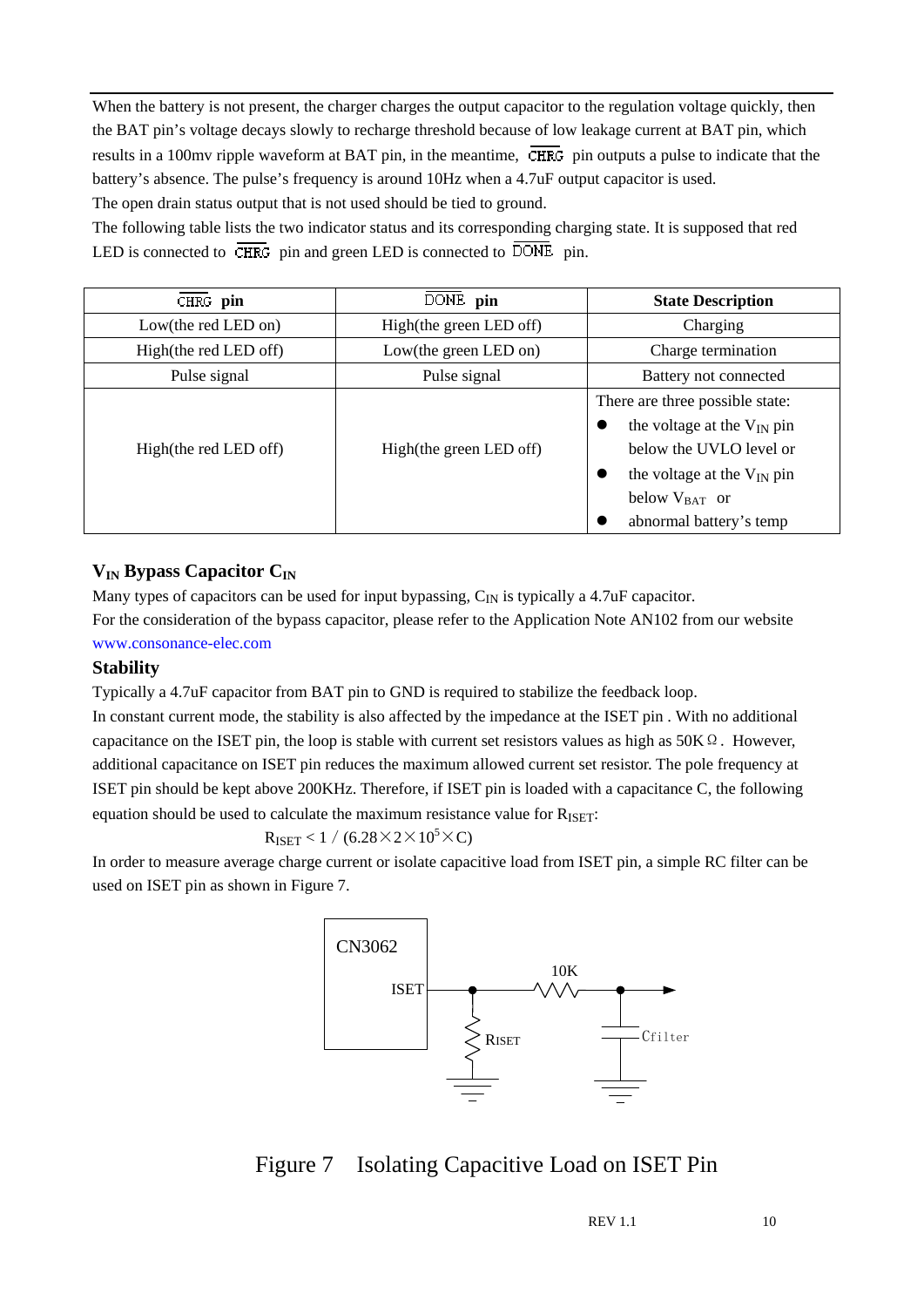When the battery is not present, the charger charges the output capacitor to the regulation voltage quickly, then the BAT pin's voltage decays slowly to recharge threshold because of low leakage current at BAT pin, which results in a 100mv ripple waveform at BAT pin, in the meantime, $\overline{CHRG}$ pin outputs a pulse to indicate that the battery's absence. The pulse's frequency is around 10Hz when a 4.7uF output capacitor is used.

The open drain status output that is not used should be tied to ground.

The following table lists the two indicator status and its corresponding charging state. It is supposed that red LED is connected to $\overline{CHRG}$ pin and green LED is connected to $\overline{DONE}$ pin.

| $\overline{CHRG}$ pin | $\overline{DONE}$ pin | State Description |
|---|---|---|
| Low(the red LED on) | High(the green LED off) | Charging |
| High(the red LED off) | Low(the green LED on) | Charge termination |
| Pulse signal | Pulse signal | Battery not connected |
| High(the red LED off) | High(the green LED off) | There are three possible state: <br>● the voltage at the $V_{IN}$ pin below the UVLO level or <br>● the voltage at the $V_{IN}$ pin below $V_{BAT}$ or <br>● abnormal battery's temp |

## $V_{IN}$ Bypass Capacitor $C_{IN}$

Many types of capacitors can be used for input bypassing, $C_{IN}$ is typically a 4.7uF capacitor.

For the consideration of the bypass capacitor, please refer to the Application Note AN102 from our website www.consonance-elec.com

## Stability

Typically a 4.7uF capacitor from BAT pin to GND is required to stabilize the feedback loop.

In constant current mode, the stability is also affected by the impedance at the ISET pin . With no additional capacitance on the ISET pin, the loop is stable with current set resistors values as high as 50KΩ. However, additional capacitance on ISET pin reduces the maximum allowed current set resistor. The pole frequency at ISET pin should be kept above 200KHz. Therefore, if ISET pin is loaded with a capacitance C, the following equation should be used to calculate the maximum resistance value for $R_{ISET}$:

$$R_{ISET} < 1 / (6.28 \times 2 \times 10^5 \times C)$$

In order to measure average charge current or isolate capacitive load from ISET pin, a simple RC filter can be used on ISET pin as shown in Figure 7.

CN3062 ISET 10K RISET Cfilter

Figure 7 Isolating Capacitive Load on ISET Pin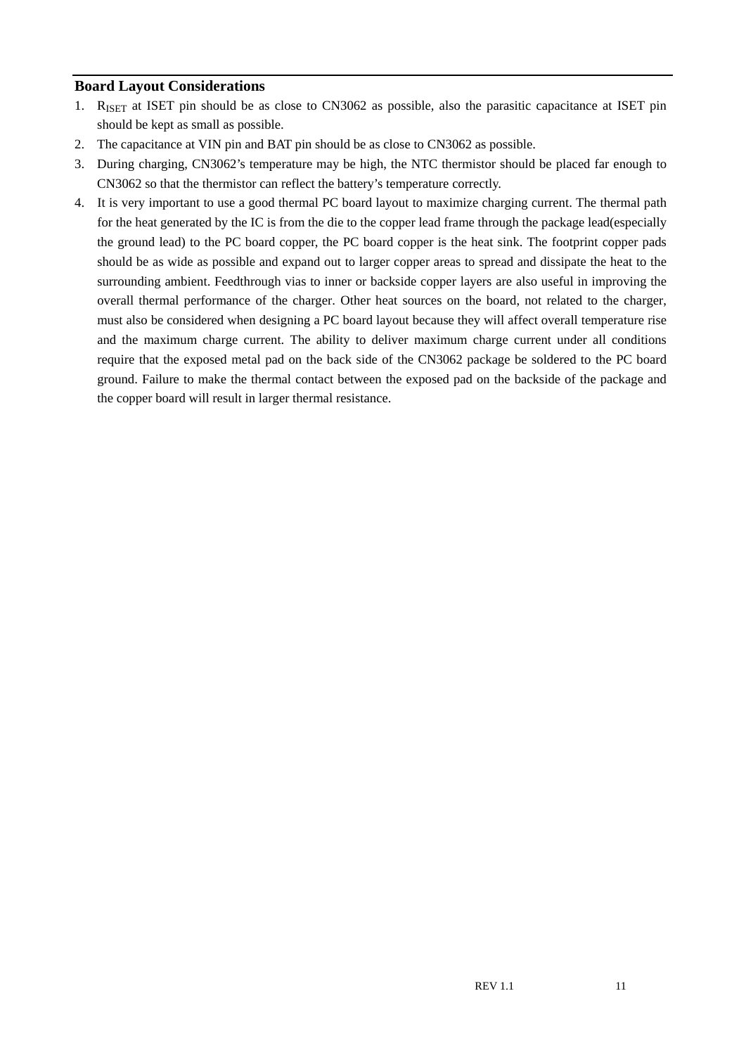## Board Layout Considerations

1. $R_{ISET}$ at ISET pin should be as close to CN3062 as possible, also the parasitic capacitance at ISET pin should be kept as small as possible.
2. The capacitance at VIN pin and BAT pin should be as close to CN3062 as possible.
3. During charging, CN3062's temperature may be high, the NTC thermistor should be placed far enough to CN3062 so that the thermistor can reflect the battery's temperature correctly.
4. It is very important to use a good thermal PC board layout to maximize charging current. The thermal path for the heat generated by the IC is from the die to the copper lead frame through the package lead(especially the ground lead) to the PC board copper, the PC board copper is the heat sink. The footprint copper pads should be as wide as possible and expand out to larger copper areas to spread and dissipate the heat to the surrounding ambient. Feedthrough vias to inner or backside copper layers are also useful in improving the overall thermal performance of the charger. Other heat sources on the board, not related to the charger, must also be considered when designing a PC board layout because they will affect overall temperature rise and the maximum charge current. The ability to deliver maximum charge current under all conditions require that the exposed metal pad on the back side of the CN3062 package be soldered to the PC board ground. Failure to make the thermal contact between the exposed pad on the backside of the package and the copper board will result in larger thermal resistance.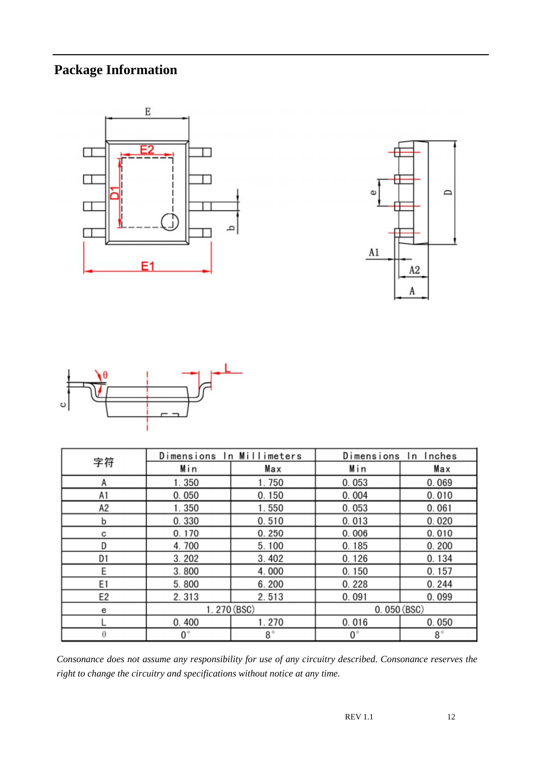## Package Information

E

E2

D1

b

E1

e

D

A1

A2

A

θ

L

c

| 字符 | Dimensions In Millimeters | | Dimensions In Inches | |
|---|---|---|---|---|
| | Min | Max | Min | Max |
| A | 1.350 | 1.750 | 0.053 | 0.069 |
| A1 | 0.050 | 0.150 | 0.004 | 0.010 |
| A2 | 1.350 | 1.550 | 0.053 | 0.061 |
| b | 0.330 | 0.510 | 0.013 | 0.020 |
| c | 0.170 | 0.250 | 0.006 | 0.010 |
| D | 4.700 | 5.100 | 0.185 | 0.200 |
| D1 | 3.202 | 3.402 | 0.126 | 0.134 |
| E | 3.800 | 4.000 | 0.150 | 0.157 |
| E1 | 5.800 | 6.200 | 0.228 | 0.244 |
| E2 | 2.313 | 2.513 | 0.091 | 0.099 |
| e | 1.270 (BSC) | | 0.050 (BSC) | |
| L | 0.400 | 1.270 | 0.016 | 0.050 |
| θ | 0° | 8° | 0° | 8° |

*Consonance does not assume any responsibility for use of any circuitry described. Consonance reserves the right to change the circuitry and specifications without notice at any time.*

REV 1.1